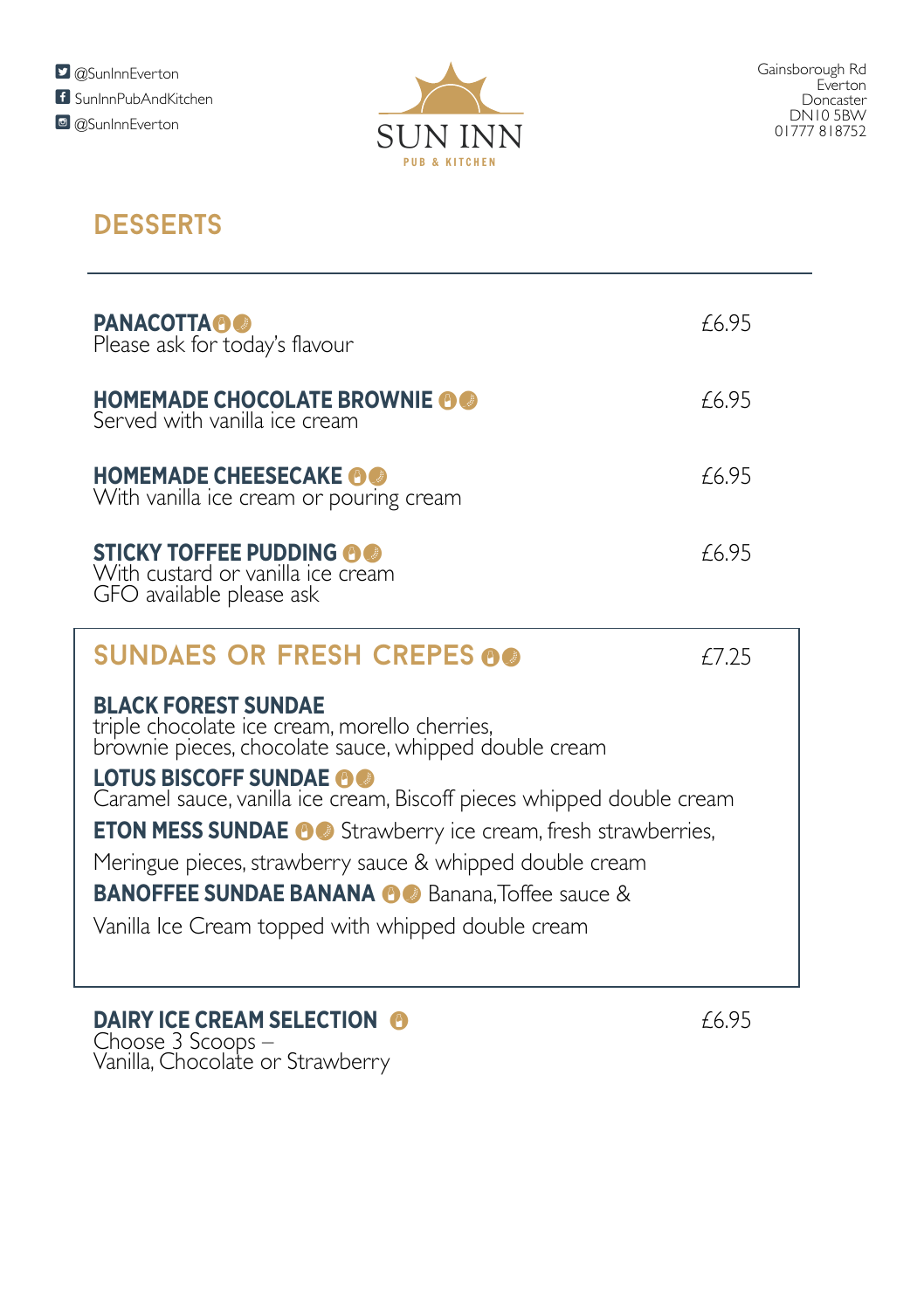@SunInnEverton
SunInnPubAndKitchen
@SunInnEverton

# SUN INN
PUB & KITCHEN

Gainsborough Rd
Everton
Doncaster
DN10 5BW
01777 818752

## DESSERTS

**PANACOTTA** — £6.95
Please ask for today's flavour

**HOMEMADE CHOCOLATE BROWNIE** — £6.95
Served with vanilla ice cream

**HOMEMADE CHEESECAKE** — £6.95
With vanilla ice cream or pouring cream

**STICKY TOFFEE PUDDING** — £6.95
With custard or vanilla ice cream
GFO available please ask

## SUNDAES OR FRESH CREPES — £7.25

**BLACK FOREST SUNDAE**
triple chocolate ice cream, morello cherries,
brownie pieces, chocolate sauce, whipped double cream

**LOTUS BISCOFF SUNDAE**
Caramel sauce, vanilla ice cream, Biscoff pieces whipped double cream

**ETON MESS SUNDAE** Strawberry ice cream, fresh strawberries,
Meringue pieces, strawberry sauce & whipped double cream

**BANOFFEE SUNDAE BANANA** Banana, Toffee sauce &
Vanilla Ice Cream topped with whipped double cream

**DAIRY ICE CREAM SELECTION** — £6.95
Choose 3 Scoops –
Vanilla, Chocolate or Strawberry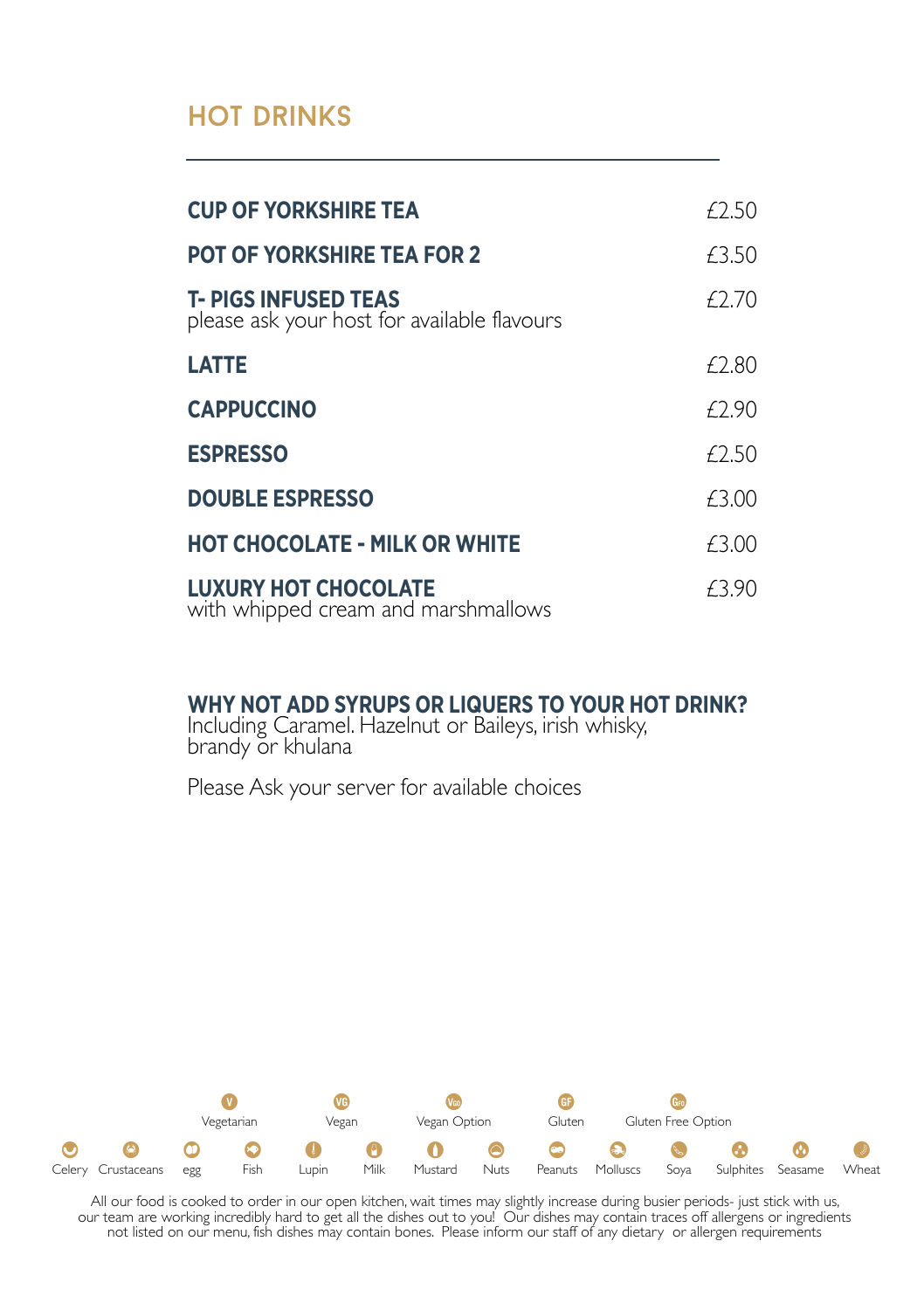# HOT DRINKS

| | |
|---|---|
| **CUP OF YORKSHIRE TEA** | £2.50 |
| **POT OF YORKSHIRE TEA FOR 2** | £3.50 |
| **T- PIGS INFUSED TEAS**<br>please ask your host for available flavours | £2.70 |
| **LATTE** | £2.80 |
| **CAPPUCCINO** | £2.90 |
| **ESPRESSO** | £2.50 |
| **DOUBLE ESPRESSO** | £3.00 |
| **HOT CHOCOLATE - MILK OR WHITE** | £3.00 |
| **LUXURY HOT CHOCOLATE**<br>with whipped cream and marshmallows | £3.90 |

**WHY NOT ADD SYRUPS OR LIQUERS TO YOUR HOT DRINK?**
Including Caramel. Hazelnut or Baileys, irish whisky, brandy or khulana

Please Ask your server for available choices

V Vegetarian · VG Vegan · VGO Vegan Option · GF Gluten · GFO Gluten Free Option

Celery · Crustaceans · egg · Fish · Lupin · Milk · Mustard · Nuts · Peanuts · Molluscs · Soya · Sulphites · Seasame · Wheat

All our food is cooked to order in our open kitchen, wait times may slightly increase during busier periods- just stick with us, our team are working incredibly hard to get all the dishes out to you! Our dishes may contain traces off allergens or ingredients not listed on our menu, fish dishes may contain bones. Please inform our staff of any dietary or allergen requirements